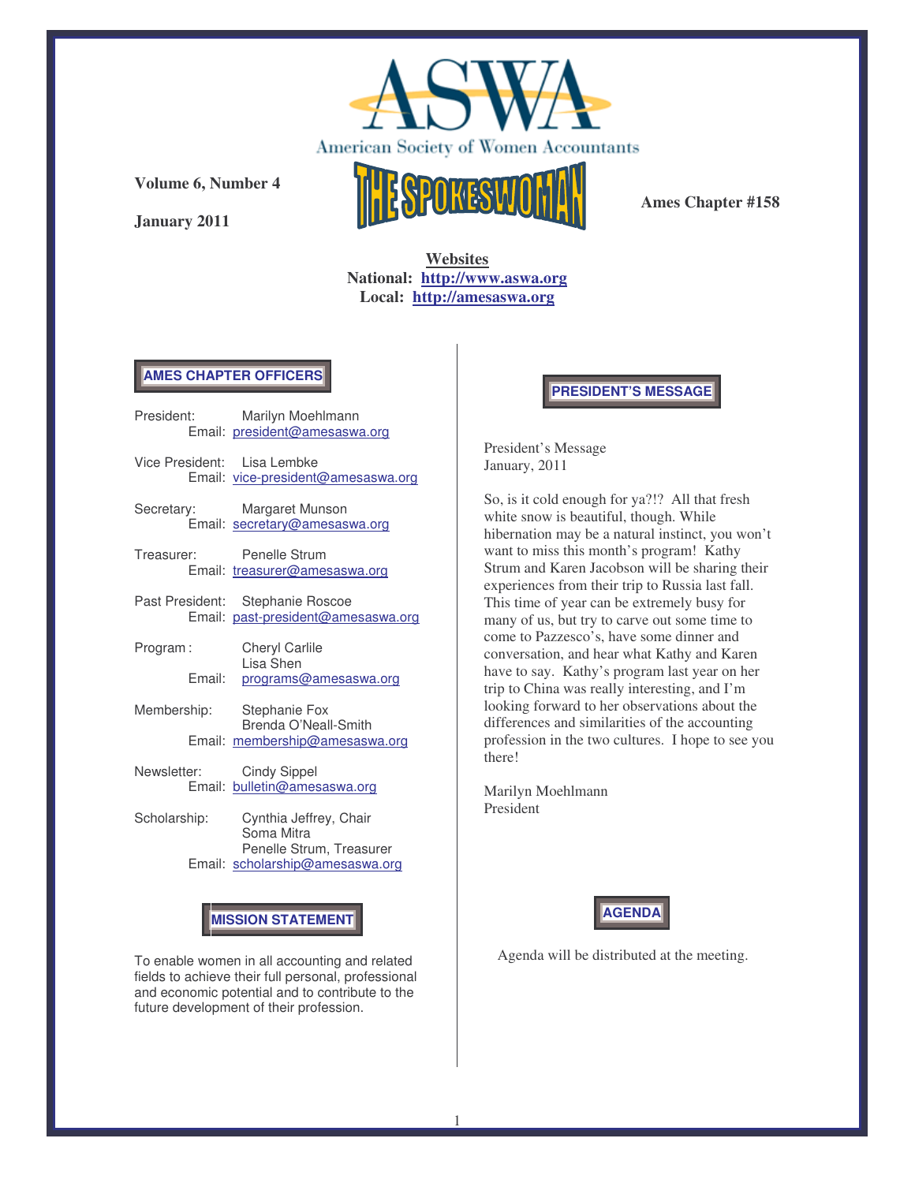# ASWA

American Society of Women Accountants

**Volume 6, Number 4**

**January 2011**

# THE SPOKESWOMAN

**Ames Chapter #158**

**Websites**
**National: http://www.aswa.org**
**Local: http://amesaswa.org**

## AMES CHAPTER OFFICERS

President: Marilyn Moehlmann
Email: president@amesaswa.org

Vice President: Lisa Lembke
Email: vice-president@amesaswa.org

Secretary: Margaret Munson
Email: secretary@amesaswa.org

Treasurer: Penelle Strum
Email: treasurer@amesaswa.org

Past President: Stephanie Roscoe
Email: past-president@amesaswa.org

Program: Cheryl Carlile
Lisa Shen
Email: programs@amesaswa.org

Membership: Stephanie Fox
Brenda O'Neall-Smith
Email: membership@amesaswa.org

Newsletter: Cindy Sippel
Email: bulletin@amesaswa.org

Scholarship: Cynthia Jeffrey, Chair
Soma Mitra
Penelle Strum, Treasurer
Email: scholarship@amesaswa.org

## MISSION STATEMENT

To enable women in all accounting and related fields to achieve their full personal, professional and economic potential and to contribute to the future development of their profession.

## PRESIDENT'S MESSAGE

President's Message
January, 2011

So, is it cold enough for ya?!? All that fresh white snow is beautiful, though. While hibernation may be a natural instinct, you won't want to miss this month's program! Kathy Strum and Karen Jacobson will be sharing their experiences from their trip to Russia last fall. This time of year can be extremely busy for many of us, but try to carve out some time to come to Pazzesco's, have some dinner and conversation, and hear what Kathy and Karen have to say. Kathy's program last year on her trip to China was really interesting, and I'm looking forward to her observations about the differences and similarities of the accounting profession in the two cultures. I hope to see you there!

Marilyn Moehlmann
President

## AGENDA

Agenda will be distributed at the meeting.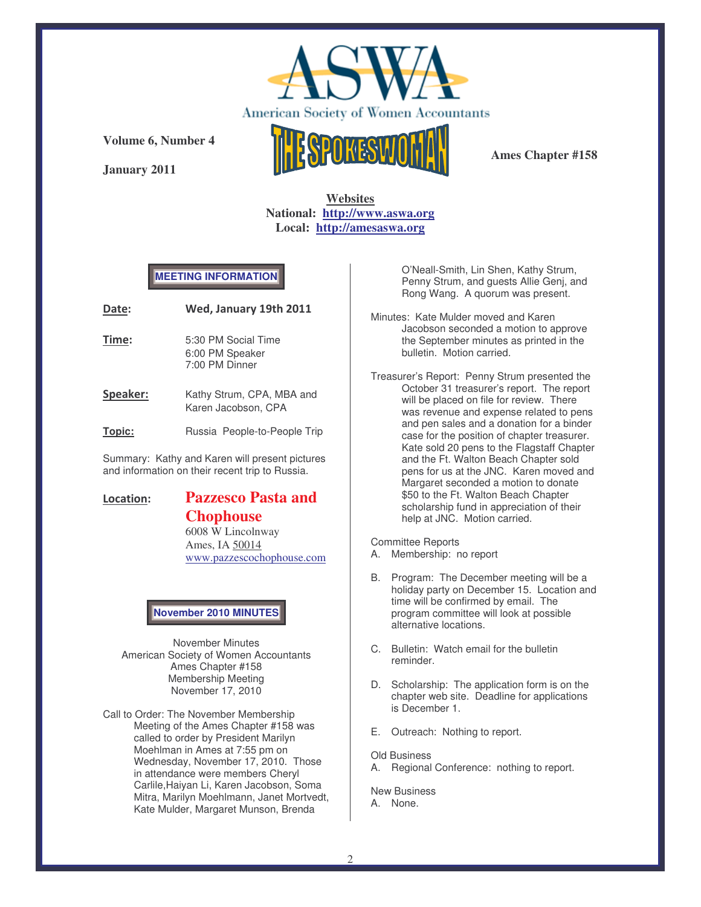# ASWA

American Society of Women Accountants

**Volume 6, Number 4**

**January 2011**

# THE SPOKESWOMAN

**Ames Chapter #158**

**Websites**
**National: http://www.aswa.org**
**Local: http://amesaswa.org**

## MEETING INFORMATION

**Date:** **Wed, January 19th 2011**

**Time:** 5:30 PM Social Time
6:00 PM Speaker
7:00 PM Dinner

**Speaker:** Kathy Strum, CPA, MBA and Karen Jacobson, CPA

**Topic:** Russia People-to-People Trip

Summary: Kathy and Karen will present pictures and information on their recent trip to Russia.

**Location:** **Pazzesco Pasta and Chophouse**
6008 W Lincolnway
Ames, IA 50014
www.pazzescochophouse.com

## November 2010 MINUTES

November Minutes
American Society of Women Accountants
Ames Chapter #158
Membership Meeting
November 17, 2010

Call to Order: The November Membership Meeting of the Ames Chapter #158 was called to order by President Marilyn Moehlman in Ames at 7:55 pm on Wednesday, November 17, 2010. Those in attendance were members Cheryl Carlile,Haiyan Li, Karen Jacobson, Soma Mitra, Marilyn Moehlmann, Janet Mortvedt, Kate Mulder, Margaret Munson, Brenda O'Neall-Smith, Lin Shen, Kathy Strum, Penny Strum, and guests Allie Genj, and Rong Wang. A quorum was present.

Minutes: Kate Mulder moved and Karen Jacobson seconded a motion to approve the September minutes as printed in the bulletin. Motion carried.

Treasurer's Report: Penny Strum presented the October 31 treasurer's report. The report will be placed on file for review. There was revenue and expense related to pens and pen sales and a donation for a binder case for the position of chapter treasurer. Kate sold 20 pens to the Flagstaff Chapter and the Ft. Walton Beach Chapter sold pens for us at the JNC. Karen moved and Margaret seconded a motion to donate $50 to the Ft. Walton Beach Chapter scholarship fund in appreciation of their help at JNC. Motion carried.

Committee Reports

A. Membership: no report

B. Program: The December meeting will be a holiday party on December 15. Location and time will be confirmed by email. The program committee will look at possible alternative locations.

C. Bulletin: Watch email for the bulletin reminder.

D. Scholarship: The application form is on the chapter web site. Deadline for applications is December 1.

E. Outreach: Nothing to report.

Old Business

A. Regional Conference: nothing to report.

New Business

A. None.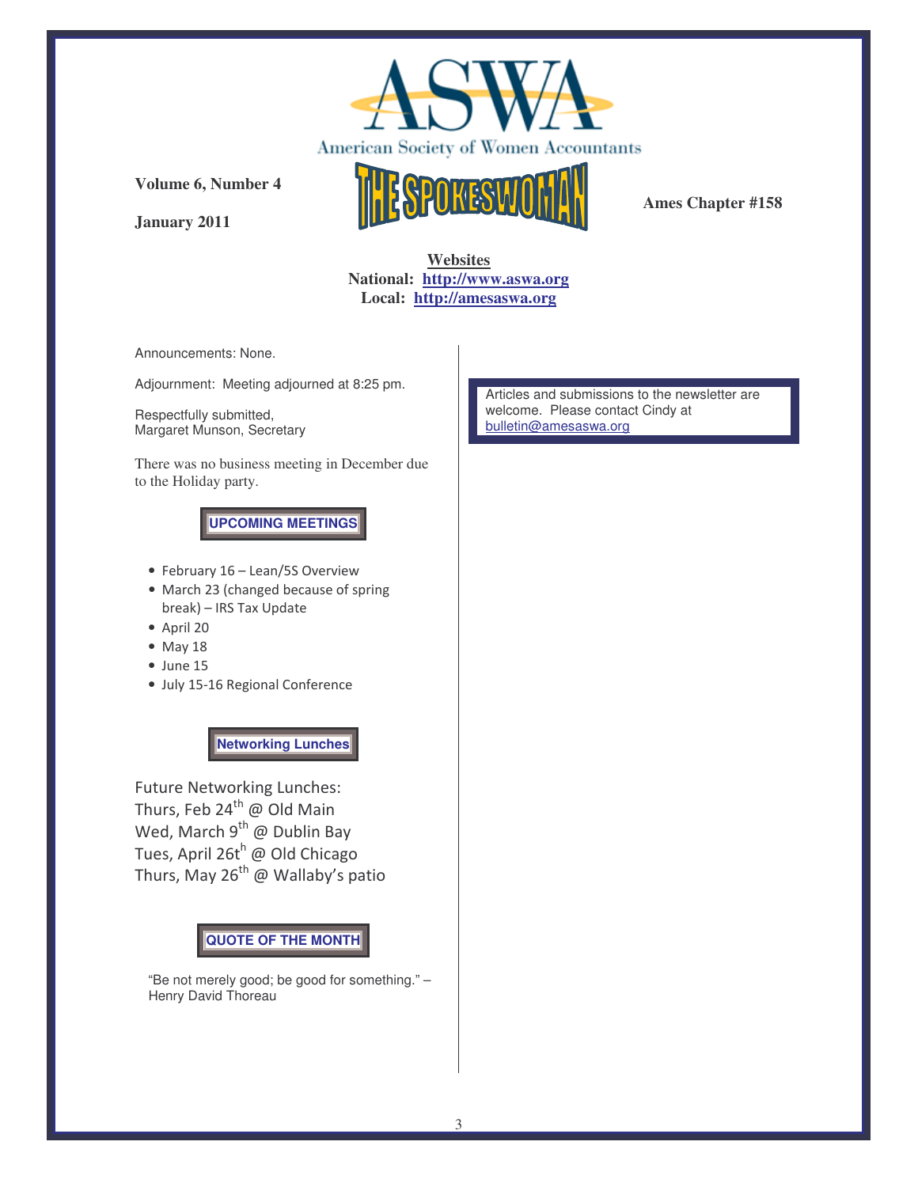Volume 6, Number 4

January 2011

American Society of Women Accountants

# THE SPOKESWOMAN

**Ames Chapter #158**

**Websites**
**National: http://www.aswa.org**
**Local: http://amesaswa.org**

Announcements: None.

Adjournment: Meeting adjourned at 8:25 pm.

Respectfully submitted,
Margaret Munson, Secretary

There was no business meeting in December due to the Holiday party.

## UPCOMING MEETINGS

- February 16 – Lean/5S Overview
- March 23 (changed because of spring break) – IRS Tax Update
- April 20
- May 18
- June 15
- July 15-16 Regional Conference

## Networking Lunches

Future Networking Lunches:
Thurs, Feb 24th @ Old Main
Wed, March 9th @ Dublin Bay
Tues, April 26th @ Old Chicago
Thurs, May 26th @ Wallaby's patio

## QUOTE OF THE MONTH

"Be not merely good; be good for something." – Henry David Thoreau

Articles and submissions to the newsletter are welcome. Please contact Cindy at bulletin@amesaswa.org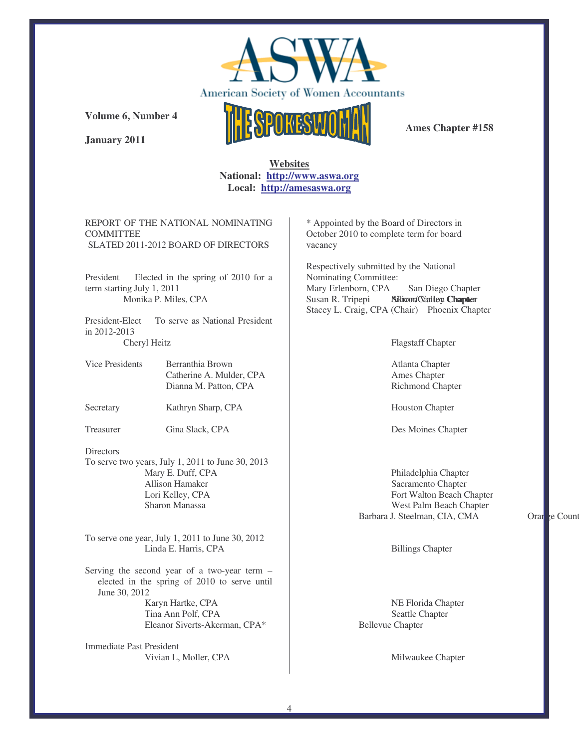**Volume 6, Number 4**

**January 2011**

American Society of Women Accountants

THE SPOKESWOMAN

**Ames Chapter #158**

**Websites**
**National: http://www.aswa.org**
**Local: http://amesaswa.org**

REPORT OF THE NATIONAL NOMINATING COMMITTEE
SLATED 2011-2012 BOARD OF DIRECTORS

President — Elected in the spring of 2010 for a term starting July 1, 2011
Monika P. Miles, CPA — Silicon Valley Chapter

President-Elect — To serve as National President in 2012-2013
Cheryl Heitz — Flagstaff Chapter

| | | |
|---|---|---|
| Vice Presidents | Berranthia Brown | Atlanta Chapter |
| | Catherine A. Mulder, CPA | Ames Chapter |
| | Dianna M. Patton, CPA | Richmond Chapter |
| Secretary | Kathryn Sharp, CPA | Houston Chapter |
| Treasurer | Gina Slack, CPA | Des Moines Chapter |

Directors
To serve two years, July 1, 2011 to June 30, 2013

| | |
|---|---|
| Mary E. Duff, CPA | Philadelphia Chapter |
| Allison Hamaker | Sacramento Chapter |
| Lori Kelley, CPA | Fort Walton Beach Chapter |
| Sharon Manassa | West Palm Beach Chapter |
| Barbara J. Steelman, CIA, CMA | Orange County |

To serve one year, July 1, 2011 to June 30, 2012
Linda E. Harris, CPA — Billings Chapter

Serving the second year of a two-year term – elected in the spring of 2010 to serve until June 30, 2012

| | |
|---|---|
| Karyn Hartke, CPA | NE Florida Chapter |
| Tina Ann Polf, CPA | Seattle Chapter |
| Eleanor Siverts-Akerman, CPA* | Bellevue Chapter |

Immediate Past President
Vivian L, Moller, CPA — Milwaukee Chapter

\* Appointed by the Board of Directors in October 2010 to complete term for board vacancy

Respectively submitted by the National Nominating Committee:
Mary Erlenborn, CPA — San Diego Chapter
Susan R. Tripepi — Akron/Canton Chapter
Stacey L. Craig, CPA (Chair) — Phoenix Chapter